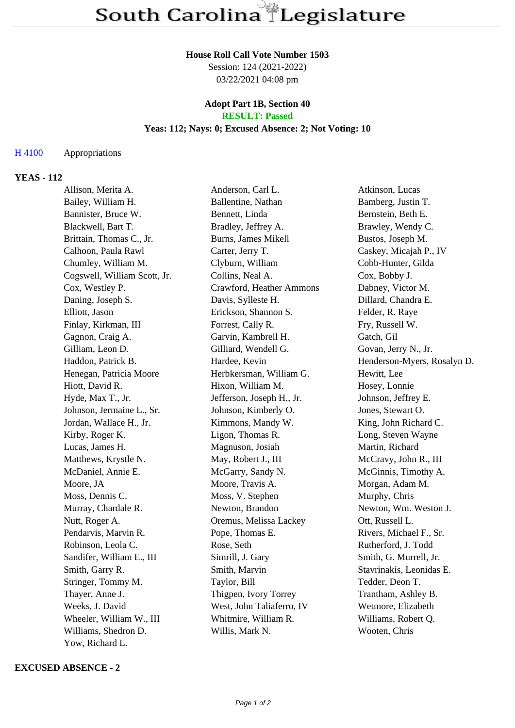# South Carolina Legislature

**House Roll Call Vote Number 1503**
Session: 124 (2021-2022)
03/22/2021 04:08 pm

**Adopt Part 1B, Section 40**
**RESULT: Passed**
**Yeas: 112; Nays: 0; Excused Absence: 2; Not Voting: 10**

H 4100 Appropriations

**YEAS - 112**

| | | |
|---|---|---|
| Allison, Merita A. | Anderson, Carl L. | Atkinson, Lucas |
| Bailey, William H. | Ballentine, Nathan | Bamberg, Justin T. |
| Bannister, Bruce W. | Bennett, Linda | Bernstein, Beth E. |
| Blackwell, Bart T. | Bradley, Jeffrey A. | Brawley, Wendy C. |
| Brittain, Thomas C., Jr. | Burns, James Mikell | Bustos, Joseph M. |
| Calhoon, Paula Rawl | Carter, Jerry T. | Caskey, Micajah P., IV |
| Chumley, William M. | Clyburn, William | Cobb-Hunter, Gilda |
| Cogswell, William Scott, Jr. | Collins, Neal A. | Cox, Bobby J. |
| Cox, Westley P. | Crawford, Heather Ammons | Dabney, Victor M. |
| Daning, Joseph S. | Davis, Sylleste H. | Dillard, Chandra E. |
| Elliott, Jason | Erickson, Shannon S. | Felder, R. Raye |
| Finlay, Kirkman, III | Forrest, Cally R. | Fry, Russell W. |
| Gagnon, Craig A. | Garvin, Kambrell H. | Gatch, Gil |
| Gilliam, Leon D. | Gilliard, Wendell G. | Govan, Jerry N., Jr. |
| Haddon, Patrick B. | Hardee, Kevin | Henderson-Myers, Rosalyn D. |
| Henegan, Patricia Moore | Herbkersman, William G. | Hewitt, Lee |
| Hiott, David R. | Hixon, William M. | Hosey, Lonnie |
| Hyde, Max T., Jr. | Jefferson, Joseph H., Jr. | Johnson, Jeffrey E. |
| Johnson, Jermaine L., Sr. | Johnson, Kimberly O. | Jones, Stewart O. |
| Jordan, Wallace H., Jr. | Kimmons, Mandy W. | King, John Richard C. |
| Kirby, Roger K. | Ligon, Thomas R. | Long, Steven Wayne |
| Lucas, James H. | Magnuson, Josiah | Martin, Richard |
| Matthews, Krystle N. | May, Robert J., III | McCravy, John R., III |
| McDaniel, Annie E. | McGarry, Sandy N. | McGinnis, Timothy A. |
| Moore, JA | Moore, Travis A. | Morgan, Adam M. |
| Moss, Dennis C. | Moss, V. Stephen | Murphy, Chris |
| Murray, Chardale R. | Newton, Brandon | Newton, Wm. Weston J. |
| Nutt, Roger A. | Oremus, Melissa Lackey | Ott, Russell L. |
| Pendarvis, Marvin R. | Pope, Thomas E. | Rivers, Michael F., Sr. |
| Robinson, Leola C. | Rose, Seth | Rutherford, J. Todd |
| Sandifer, William E., III | Simrill, J. Gary | Smith, G. Murrell, Jr. |
| Smith, Garry R. | Smith, Marvin | Stavrinakis, Leonidas E. |
| Stringer, Tommy M. | Taylor, Bill | Tedder, Deon T. |
| Thayer, Anne J. | Thigpen, Ivory Torrey | Trantham, Ashley B. |
| Weeks, J. David | West, John Taliaferro, IV | Wetmore, Elizabeth |
| Wheeler, William W., III | Whitmire, William R. | Williams, Robert Q. |
| Williams, Shedron D. | Willis, Mark N. | Wooten, Chris |
| Yow, Richard L. | | |

**EXCUSED ABSENCE - 2**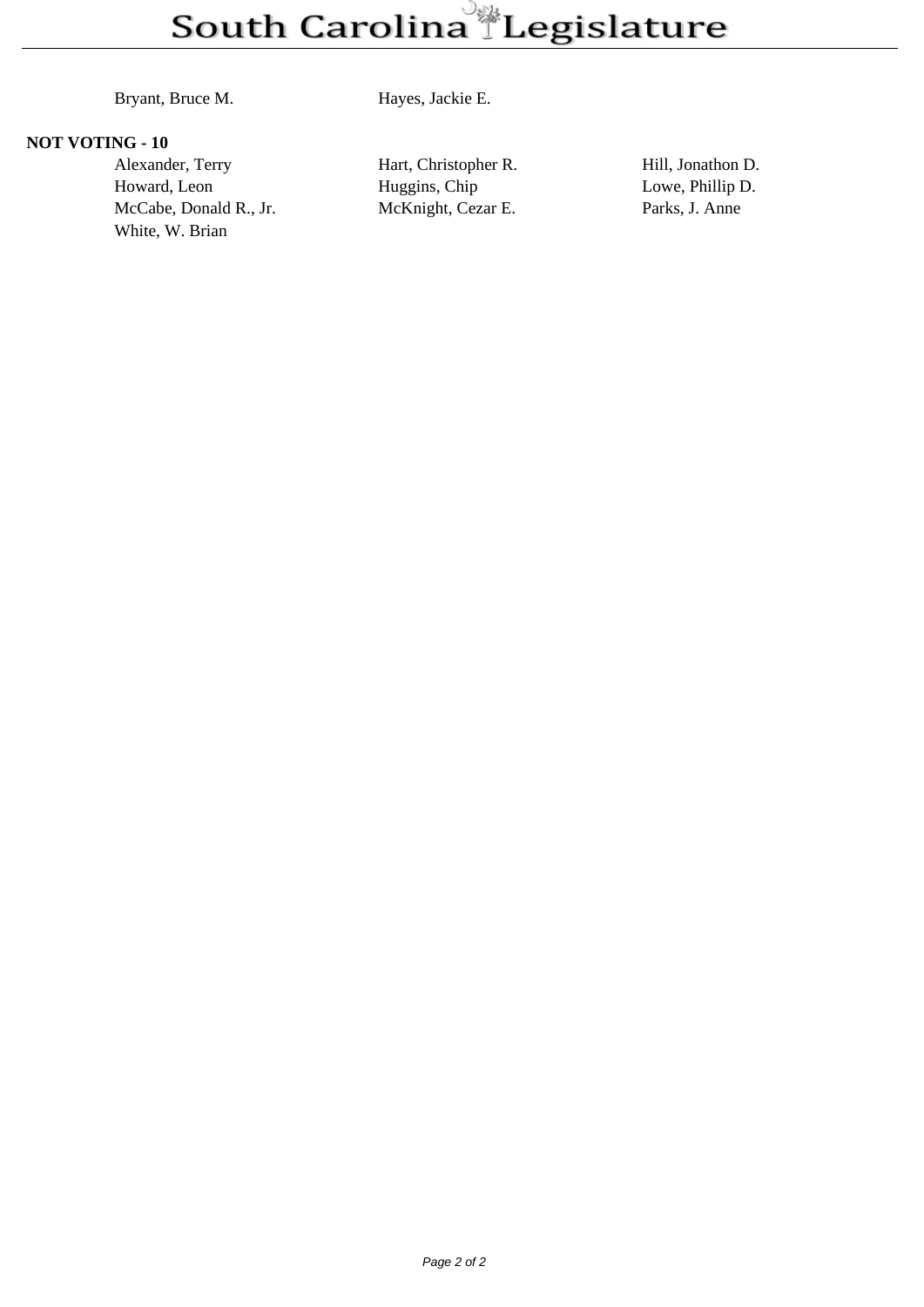| | | |
|---|---|---|
| Bryant, Bruce M. | Hayes, Jackie E. | |

**NOT VOTING - 10**

| | | |
|---|---|---|
| Alexander, Terry | Hart, Christopher R. | Hill, Jonathon D. |
| Howard, Leon | Huggins, Chip | Lowe, Phillip D. |
| McCabe, Donald R., Jr. | McKnight, Cezar E. | Parks, J. Anne |
| White, W. Brian | | |